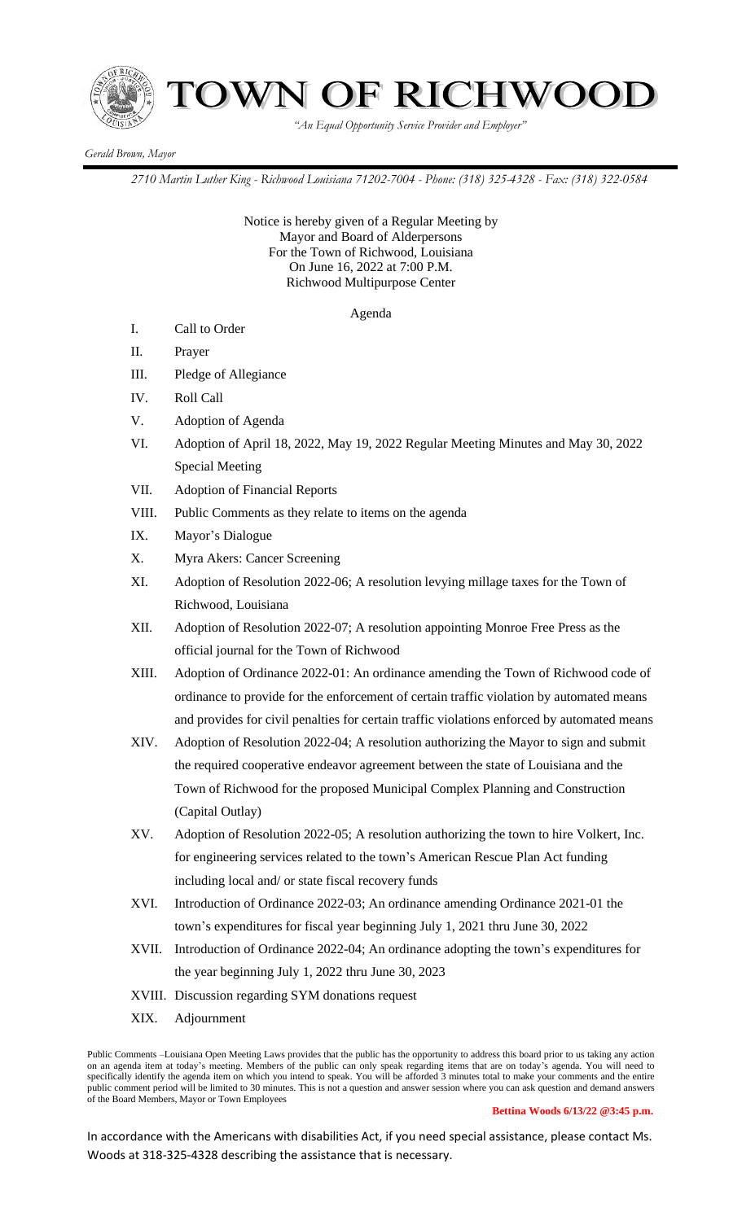# TOWN OF RICHWOOD

*"An Equal Opportunity Service Provider and Employer"*

*Gerald Brown, Mayor*

*2710 Martin Luther King - Richwood Louisiana 71202-7004 - Phone: (318) 325-4328 - Fax: (318) 322-0584*

Notice is hereby given of a Regular Meeting by
Mayor and Board of Alderpersons
For the Town of Richwood, Louisiana
On June 16, 2022 at 7:00 P.M.
Richwood Multipurpose Center

Agenda

I. Call to Order

II. Prayer

III. Pledge of Allegiance

IV. Roll Call

V. Adoption of Agenda

VI. Adoption of April 18, 2022, May 19, 2022 Regular Meeting Minutes and May 30, 2022 Special Meeting

VII. Adoption of Financial Reports

VIII. Public Comments as they relate to items on the agenda

IX. Mayor's Dialogue

X. Myra Akers: Cancer Screening

XI. Adoption of Resolution 2022-06; A resolution levying millage taxes for the Town of Richwood, Louisiana

XII. Adoption of Resolution 2022-07; A resolution appointing Monroe Free Press as the official journal for the Town of Richwood

XIII. Adoption of Ordinance 2022-01: An ordinance amending the Town of Richwood code of ordinance to provide for the enforcement of certain traffic violation by automated means and provides for civil penalties for certain traffic violations enforced by automated means

XIV. Adoption of Resolution 2022-04; A resolution authorizing the Mayor to sign and submit the required cooperative endeavor agreement between the state of Louisiana and the Town of Richwood for the proposed Municipal Complex Planning and Construction (Capital Outlay)

XV. Adoption of Resolution 2022-05; A resolution authorizing the town to hire Volkert, Inc. for engineering services related to the town's American Rescue Plan Act funding including local and/ or state fiscal recovery funds

XVI. Introduction of Ordinance 2022-03; An ordinance amending Ordinance 2021-01 the town's expenditures for fiscal year beginning July 1, 2021 thru June 30, 2022

XVII. Introduction of Ordinance 2022-04; An ordinance adopting the town's expenditures for the year beginning July 1, 2022 thru June 30, 2023

XVIII. Discussion regarding SYM donations request

XIX. Adjournment

Public Comments –Louisiana Open Meeting Laws provides that the public has the opportunity to address this board prior to us taking any action on an agenda item at today's meeting. Members of the public can only speak regarding items that are on today's agenda. You will need to specifically identify the agenda item on which you intend to speak. You will be afforded 3 minutes total to make your comments and the entire public comment period will be limited to 30 minutes. This is not a question and answer session where you can ask question and demand answers of the Board Members, Mayor or Town Employees

**Bettina Woods 6/13/22 @3:45 p.m.**

In accordance with the Americans with disabilities Act, if you need special assistance, please contact Ms. Woods at 318-325-4328 describing the assistance that is necessary.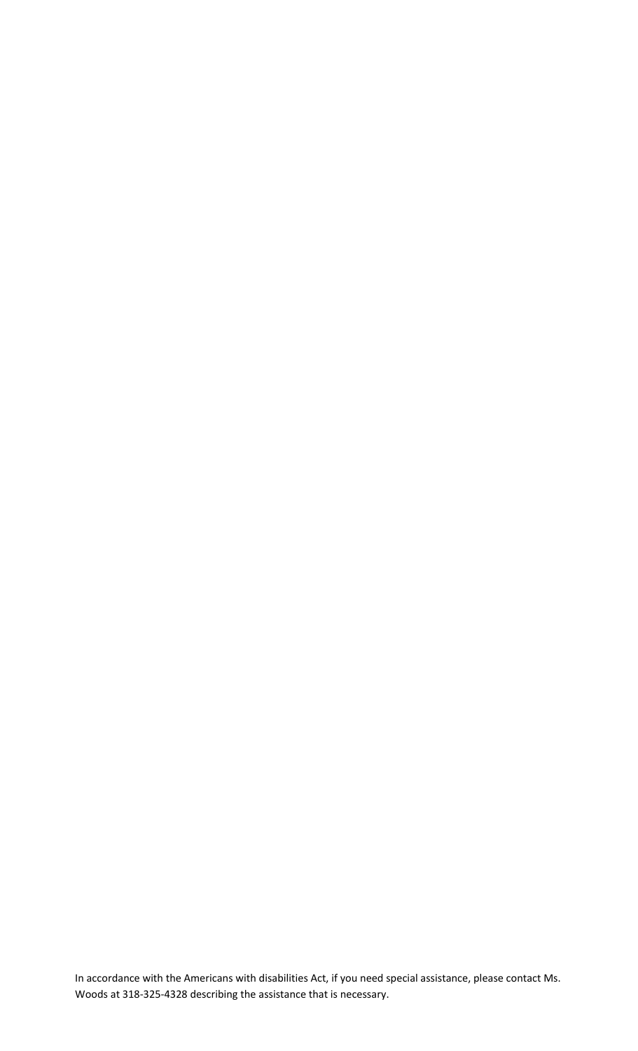In accordance with the Americans with disabilities Act, if you need special assistance, please contact Ms. Woods at 318-325-4328 describing the assistance that is necessary.